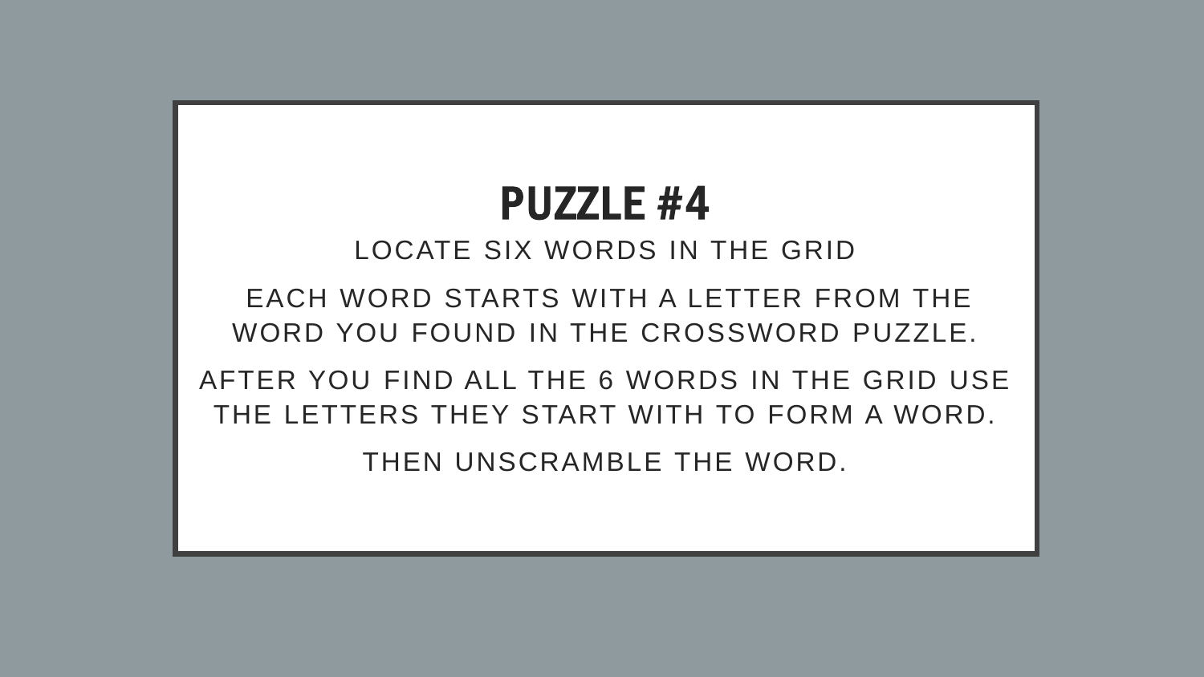# PUZZLE #4

LOCATE SIX WORDS IN THE GRID

EACH WORD STARTS WITH A LETTER FROM THE WORD YOU FOUND IN THE CROSSWORD PUZZLE.

AFTER YOU FIND ALL THE 6 WORDS IN THE GRID USE THE LETTERS THEY START WITH TO FORM A WORD.

THEN UNSCRAMBLE THE WORD.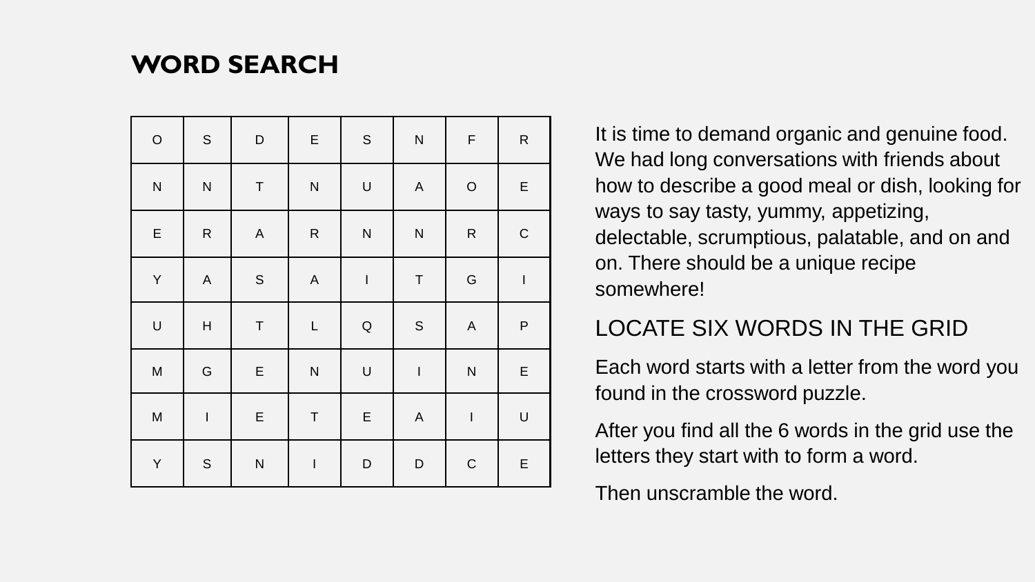# WORD SEARCH

| O | S | D | E | S | N | F | R |
|---|---|---|---|---|---|---|---|
| N | N | T | N | U | A | O | E |
| E | R | A | R | N | N | R | C |
| Y | A | S | A | I | T | G | I |
| U | H | T | L | Q | S | A | P |
| M | G | E | N | U | I | N | E |
| M | I | E | T | E | A | I | U |
| Y | S | N | I | D | D | C | E |

It is time to demand organic and genuine food. We had long conversations with friends about how to describe a good meal or dish, looking for ways to say tasty, yummy, appetizing, delectable, scrumptious, palatable, and on and on. There should be a unique recipe somewhere!

## LOCATE SIX WORDS IN THE GRID

Each word starts with a letter from the word you found in the crossword puzzle.

After you find all the 6 words in the grid use the letters they start with to form a word.

Then unscramble the word.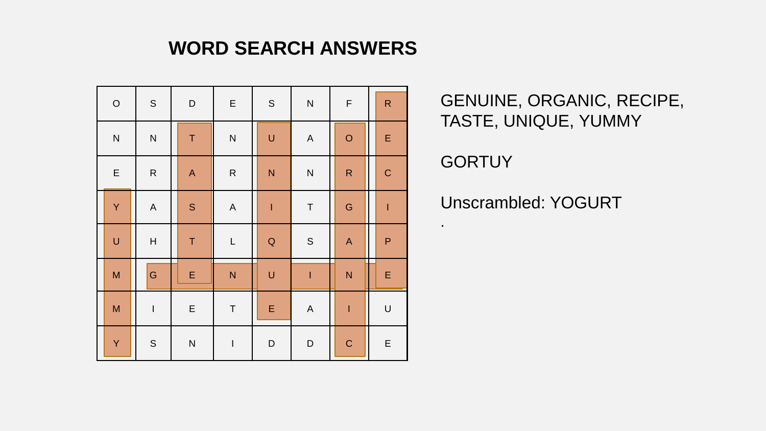# WORD SEARCH ANSWERS

| | | | | | | | |
|---|---|---|---|---|---|---|---|
| O | S | D | E | S | N | F | R |
| N | N | T | N | U | A | O | E |
| E | R | A | R | N | N | R | C |
| Y | A | S | A | I | T | G | I |
| U | H | T | L | Q | S | A | P |
| M | G | E | N | U | I | N | E |
| M | I | E | T | E | A | I | U |
| Y | S | N | I | D | D | C | E |

GENUINE, ORGANIC, RECIPE, TASTE, UNIQUE, YUMMY

GORTUY

Unscrambled: YOGURT

.